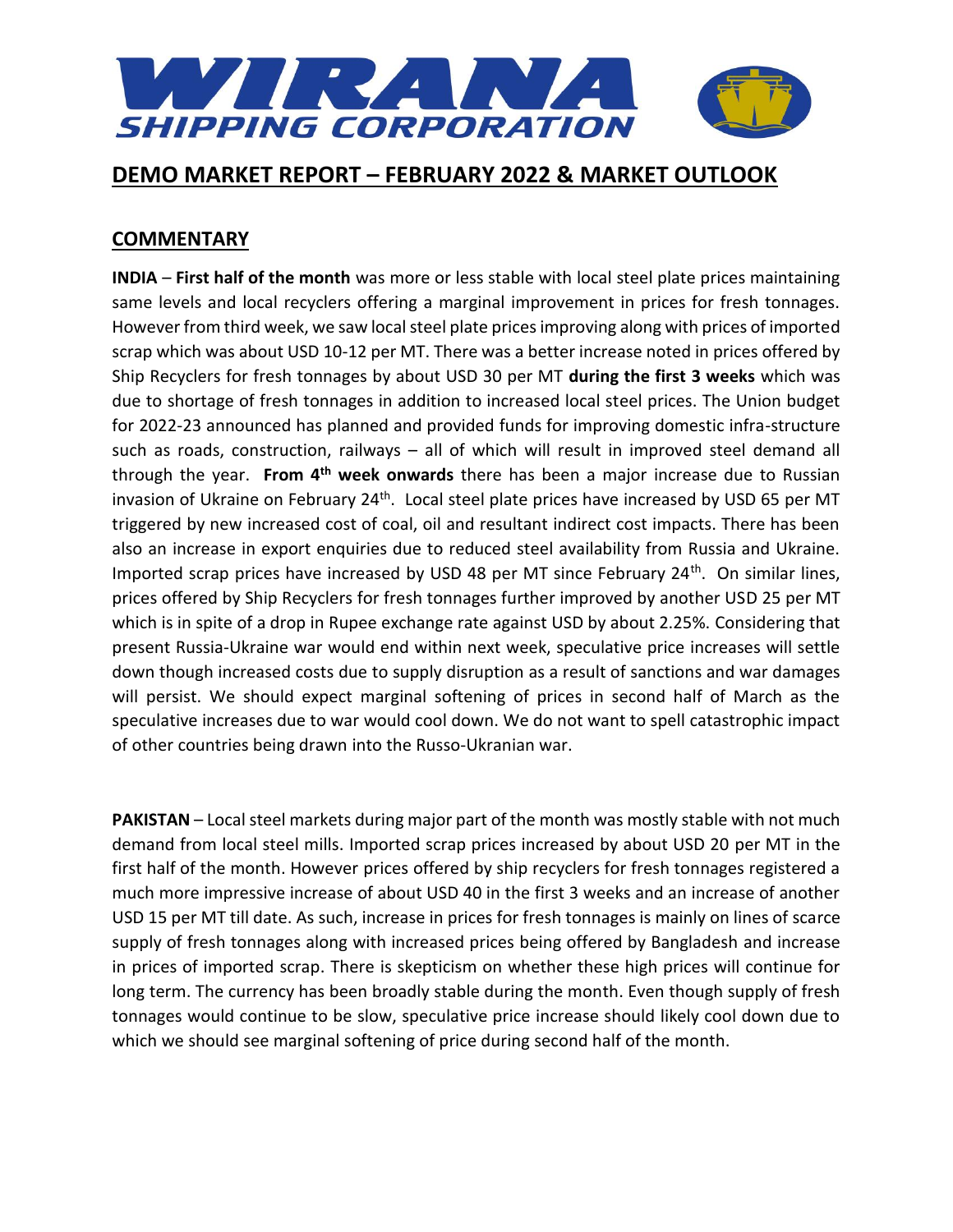# WIRANA SHIPPING CORPORATION

## DEMO MARKET REPORT – FEBRUARY 2022 & MARKET OUTLOOK

## COMMENTARY

**INDIA** – **First half of the month** was more or less stable with local steel plate prices maintaining same levels and local recyclers offering a marginal improvement in prices for fresh tonnages. However from third week, we saw local steel plate prices improving along with prices of imported scrap which was about USD 10-12 per MT. There was a better increase noted in prices offered by Ship Recyclers for fresh tonnages by about USD 30 per MT **during the first 3 weeks** which was due to shortage of fresh tonnages in addition to increased local steel prices. The Union budget for 2022-23 announced has planned and provided funds for improving domestic infra-structure such as roads, construction, railways – all of which will result in improved steel demand all through the year. **From 4th week onwards** there has been a major increase due to Russian invasion of Ukraine on February 24th. Local steel plate prices have increased by USD 65 per MT triggered by new increased cost of coal, oil and resultant indirect cost impacts. There has been also an increase in export enquiries due to reduced steel availability from Russia and Ukraine. Imported scrap prices have increased by USD 48 per MT since February 24th. On similar lines, prices offered by Ship Recyclers for fresh tonnages further improved by another USD 25 per MT which is in spite of a drop in Rupee exchange rate against USD by about 2.25%. Considering that present Russia-Ukraine war would end within next week, speculative price increases will settle down though increased costs due to supply disruption as a result of sanctions and war damages will persist. We should expect marginal softening of prices in second half of March as the speculative increases due to war would cool down. We do not want to spell catastrophic impact of other countries being drawn into the Russo-Ukranian war.

**PAKISTAN** – Local steel markets during major part of the month was mostly stable with not much demand from local steel mills. Imported scrap prices increased by about USD 20 per MT in the first half of the month. However prices offered by ship recyclers for fresh tonnages registered a much more impressive increase of about USD 40 in the first 3 weeks and an increase of another USD 15 per MT till date. As such, increase in prices for fresh tonnages is mainly on lines of scarce supply of fresh tonnages along with increased prices being offered by Bangladesh and increase in prices of imported scrap. There is skepticism on whether these high prices will continue for long term. The currency has been broadly stable during the month. Even though supply of fresh tonnages would continue to be slow, speculative price increase should likely cool down due to which we should see marginal softening of price during second half of the month.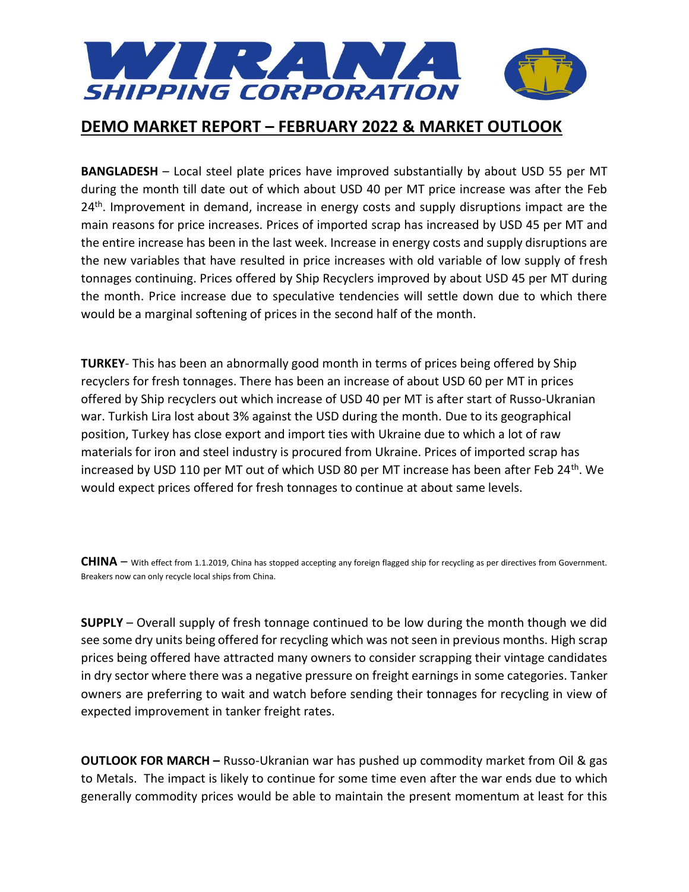# WIRANA SHIPPING CORPORATION

## DEMO MARKET REPORT – FEBRUARY 2022 & MARKET OUTLOOK

**BANGLADESH** – Local steel plate prices have improved substantially by about USD 55 per MT during the month till date out of which about USD 40 per MT price increase was after the Feb 24th. Improvement in demand, increase in energy costs and supply disruptions impact are the main reasons for price increases. Prices of imported scrap has increased by USD 45 per MT and the entire increase has been in the last week. Increase in energy costs and supply disruptions are the new variables that have resulted in price increases with old variable of low supply of fresh tonnages continuing. Prices offered by Ship Recyclers improved by about USD 45 per MT during the month. Price increase due to speculative tendencies will settle down due to which there would be a marginal softening of prices in the second half of the month.

**TURKEY**- This has been an abnormally good month in terms of prices being offered by Ship recyclers for fresh tonnages. There has been an increase of about USD 60 per MT in prices offered by Ship recyclers out which increase of USD 40 per MT is after start of Russo-Ukranian war. Turkish Lira lost about 3% against the USD during the month. Due to its geographical position, Turkey has close export and import ties with Ukraine due to which a lot of raw materials for iron and steel industry is procured from Ukraine. Prices of imported scrap has increased by USD 110 per MT out of which USD 80 per MT increase has been after Feb 24th. We would expect prices offered for fresh tonnages to continue at about same levels.

**CHINA** – With effect from 1.1.2019, China has stopped accepting any foreign flagged ship for recycling as per directives from Government. Breakers now can only recycle local ships from China.

**SUPPLY** – Overall supply of fresh tonnage continued to be low during the month though we did see some dry units being offered for recycling which was not seen in previous months. High scrap prices being offered have attracted many owners to consider scrapping their vintage candidates in dry sector where there was a negative pressure on freight earnings in some categories. Tanker owners are preferring to wait and watch before sending their tonnages for recycling in view of expected improvement in tanker freight rates.

**OUTLOOK FOR MARCH –** Russo-Ukranian war has pushed up commodity market from Oil & gas to Metals. The impact is likely to continue for some time even after the war ends due to which generally commodity prices would be able to maintain the present momentum at least for this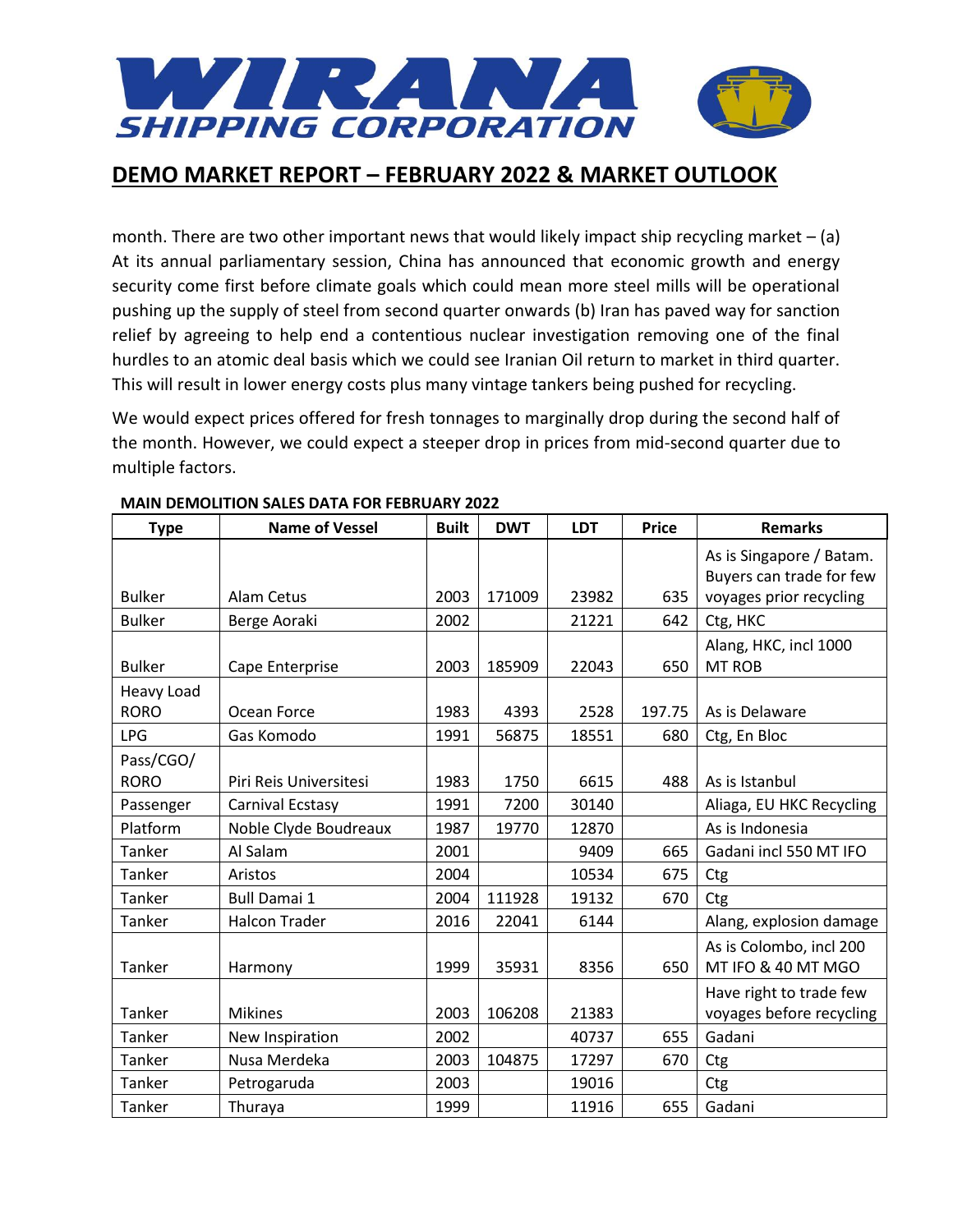month. There are two other important news that would likely impact ship recycling market – (a) At its annual parliamentary session, China has announced that economic growth and energy security come first before climate goals which could mean more steel mills will be operational pushing up the supply of steel from second quarter onwards (b) Iran has paved way for sanction relief by agreeing to help end a contentious nuclear investigation removing one of the final hurdles to an atomic deal basis which we could see Iranian Oil return to market in third quarter. This will result in lower energy costs plus many vintage tankers being pushed for recycling.

We would expect prices offered for fresh tonnages to marginally drop during the second half of the month. However, we could expect a steeper drop in prices from mid-second quarter due to multiple factors.

**MAIN DEMOLITION SALES DATA FOR FEBRUARY 2022**

| Type | Name of Vessel | Built | DWT | LDT | Price | Remarks |
|---|---|---|---|---|---|---|
| Bulker | Alam Cetus | 2003 | 171009 | 23982 | 635 | As is Singapore / Batam. Buyers can trade for few voyages prior recycling |
| Bulker | Berge Aoraki | 2002 | | 21221 | 642 | Ctg, HKC |
| Bulker | Cape Enterprise | 2003 | 185909 | 22043 | 650 | Alang, HKC, incl 1000 MT ROB |
| Heavy Load RORO | Ocean Force | 1983 | 4393 | 2528 | 197.75 | As is Delaware |
| LPG | Gas Komodo | 1991 | 56875 | 18551 | 680 | Ctg, En Bloc |
| Pass/CGO/ RORO | Piri Reis Universitesi | 1983 | 1750 | 6615 | 488 | As is Istanbul |
| Passenger | Carnival Ecstasy | 1991 | 7200 | 30140 | | Aliaga, EU HKC Recycling |
| Platform | Noble Clyde Boudreaux | 1987 | 19770 | 12870 | | As is Indonesia |
| Tanker | Al Salam | 2001 | | 9409 | 665 | Gadani incl 550 MT IFO |
| Tanker | Aristos | 2004 | | 10534 | 675 | Ctg |
| Tanker | Bull Damai 1 | 2004 | 111928 | 19132 | 670 | Ctg |
| Tanker | Halcon Trader | 2016 | 22041 | 6144 | | Alang, explosion damage |
| Tanker | Harmony | 1999 | 35931 | 8356 | 650 | As is Colombo, incl 200 MT IFO & 40 MT MGO |
| Tanker | Mikines | 2003 | 106208 | 21383 | | Have right to trade few voyages before recycling |
| Tanker | New Inspiration | 2002 | | 40737 | 655 | Gadani |
| Tanker | Nusa Merdeka | 2003 | 104875 | 17297 | 670 | Ctg |
| Tanker | Petrogaruda | 2003 | | 19016 | | Ctg |
| Tanker | Thuraya | 1999 | | 11916 | 655 | Gadani |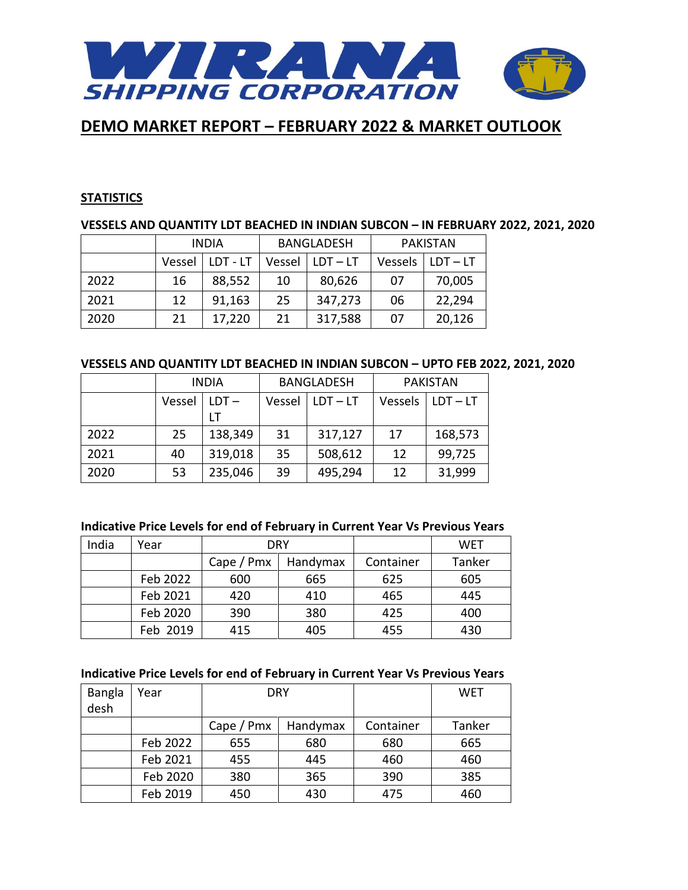# WIRANA SHIPPING CORPORATION

## DEMO MARKET REPORT – FEBRUARY 2022 & MARKET OUTLOOK

### STATISTICS

**VESSELS AND QUANTITY LDT BEACHED IN INDIAN SUBCON – IN FEBRUARY 2022, 2021, 2020**

| | INDIA | | BANGLADESH | | PAKISTAN | |
|---|---|---|---|---|---|---|
| | Vessel | LDT - LT | Vessel | LDT – LT | Vessels | LDT – LT |
| 2022 | 16 | 88,552 | 10 | 80,626 | 07 | 70,005 |
| 2021 | 12 | 91,163 | 25 | 347,273 | 06 | 22,294 |
| 2020 | 21 | 17,220 | 21 | 317,588 | 07 | 20,126 |

**VESSELS AND QUANTITY LDT BEACHED IN INDIAN SUBCON – UPTO FEB 2022, 2021, 2020**

| | INDIA | | BANGLADESH | | PAKISTAN | |
|---|---|---|---|---|---|---|
| | Vessel | LDT – LT | Vessel | LDT – LT | Vessels | LDT – LT |
| 2022 | 25 | 138,349 | 31 | 317,127 | 17 | 168,573 |
| 2021 | 40 | 319,018 | 35 | 508,612 | 12 | 99,725 |
| 2020 | 53 | 235,046 | 39 | 495,294 | 12 | 31,999 |

**Indicative Price Levels for end of February in Current Year Vs Previous Years**

| India | Year | DRY | | | WET |
|---|---|---|---|---|---|
| | | Cape / Pmx | Handymax | Container | Tanker |
| | Feb 2022 | 600 | 665 | 625 | 605 |
| | Feb 2021 | 420 | 410 | 465 | 445 |
| | Feb 2020 | 390 | 380 | 425 | 400 |
| | Feb 2019 | 415 | 405 | 455 | 430 |

**Indicative Price Levels for end of February in Current Year Vs Previous Years**

| Bangladesh | Year | DRY | | | WET |
|---|---|---|---|---|---|
| | | Cape / Pmx | Handymax | Container | Tanker |
| | Feb 2022 | 655 | 680 | 680 | 665 |
| | Feb 2021 | 455 | 445 | 460 | 460 |
| | Feb 2020 | 380 | 365 | 390 | 385 |
| | Feb 2019 | 450 | 430 | 475 | 460 |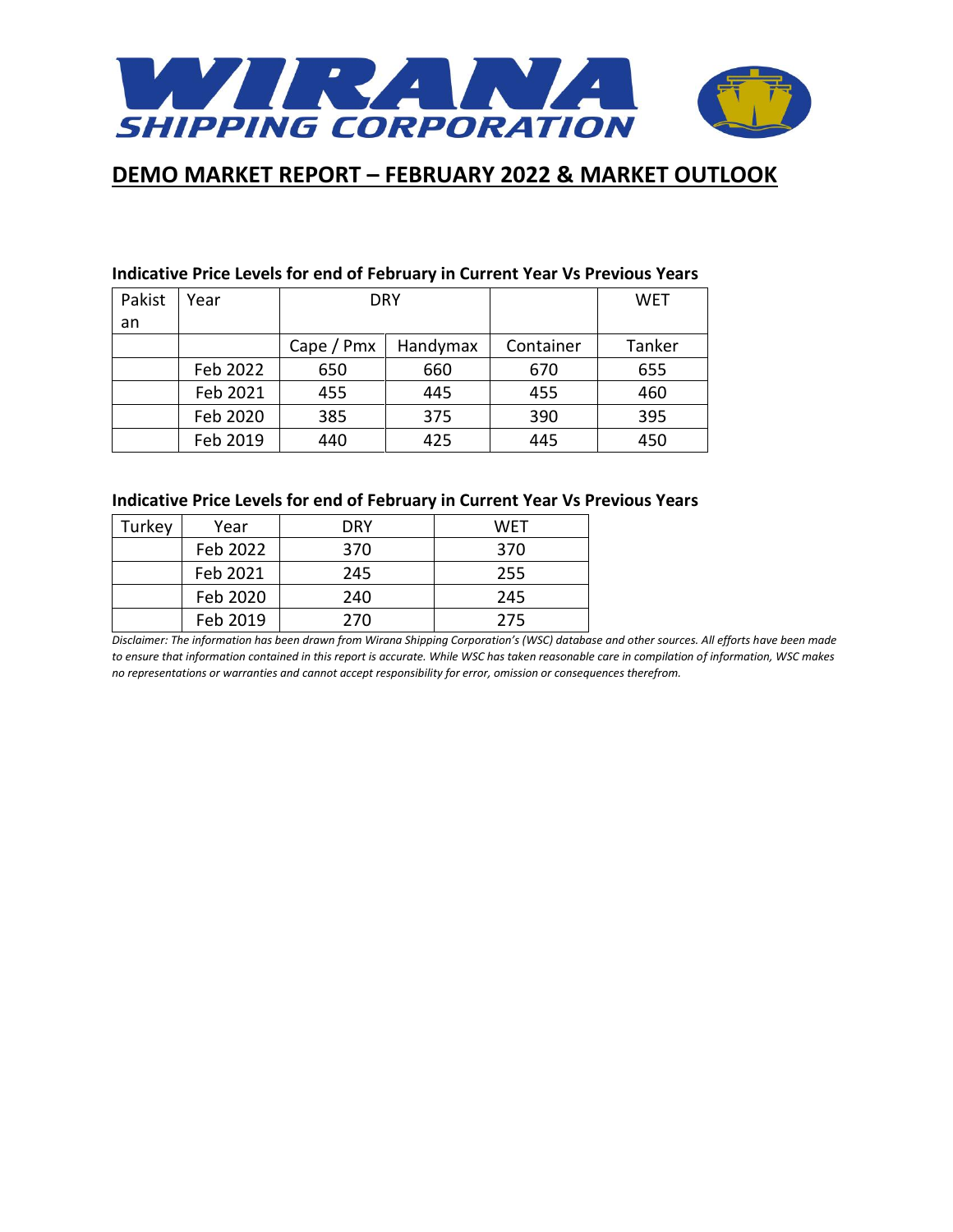# WIRANA SHIPPING CORPORATION

## DEMO MARKET REPORT – FEBRUARY 2022 & MARKET OUTLOOK

### Indicative Price Levels for end of February in Current Year Vs Previous Years

| Pakistan | Year | DRY | | | WET |
|---|---|---|---|---|---|
| | | Cape / Pmx | Handymax | Container | Tanker |
| | Feb 2022 | 650 | 660 | 670 | 655 |
| | Feb 2021 | 455 | 445 | 455 | 460 |
| | Feb 2020 | 385 | 375 | 390 | 395 |
| | Feb 2019 | 440 | 425 | 445 | 450 |

### Indicative Price Levels for end of February in Current Year Vs Previous Years

| Turkey | Year | DRY | WET |
|---|---|---|---|
| | Feb 2022 | 370 | 370 |
| | Feb 2021 | 245 | 255 |
| | Feb 2020 | 240 | 245 |
| | Feb 2019 | 270 | 275 |

*Disclaimer: The information has been drawn from Wirana Shipping Corporation's (WSC) database and other sources. All efforts have been made to ensure that information contained in this report is accurate. While WSC has taken reasonable care in compilation of information, WSC makes no representations or warranties and cannot accept responsibility for error, omission or consequences therefrom.*